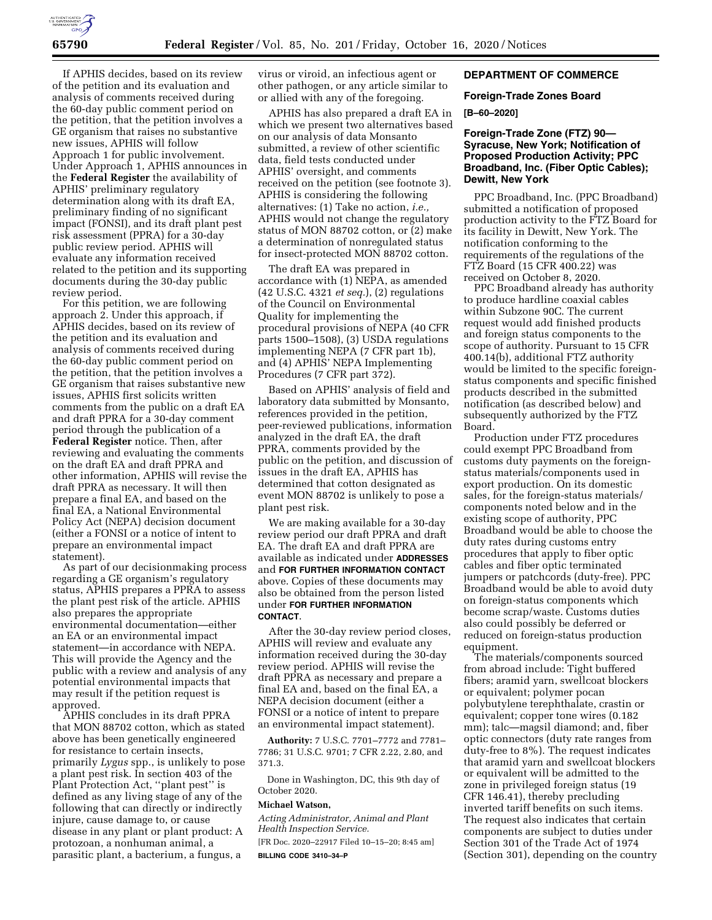If APHIS decides, based on its review of the petition and its evaluation and analysis of comments received during the 60-day public comment period on the petition, that the petition involves a GE organism that raises no substantive new issues, APHIS will follow Approach 1 for public involvement. Under Approach 1, APHIS announces in the **Federal Register** the availability of APHIS' preliminary regulatory determination along with its draft EA, preliminary finding of no significant impact (FONSI), and its draft plant pest risk assessment (PPRA) for a 30-day public review period. APHIS will evaluate any information received related to the petition and its supporting documents during the 30-day public review period.

For this petition, we are following approach 2. Under this approach, if APHIS decides, based on its review of the petition and its evaluation and analysis of comments received during the 60-day public comment period on the petition, that the petition involves a GE organism that raises substantive new issues, APHIS first solicits written comments from the public on a draft EA and draft PPRA for a 30-day comment period through the publication of a **Federal Register** notice. Then, after reviewing and evaluating the comments on the draft EA and draft PPRA and other information, APHIS will revise the draft PPRA as necessary. It will then prepare a final EA, and based on the final EA, a National Environmental Policy Act (NEPA) decision document (either a FONSI or a notice of intent to prepare an environmental impact statement).

As part of our decisionmaking process regarding a GE organism's regulatory status, APHIS prepares a PPRA to assess the plant pest risk of the article. APHIS also prepares the appropriate environmental documentation—either an EA or an environmental impact statement—in accordance with NEPA. This will provide the Agency and the public with a review and analysis of any potential environmental impacts that may result if the petition request is approved.

APHIS concludes in its draft PPRA that MON 88702 cotton, which as stated above has been genetically engineered for resistance to certain insects, primarily *Lygus* spp., is unlikely to pose a plant pest risk. In section 403 of the Plant Protection Act, "plant pest" is defined as any living stage of any of the following that can directly or indirectly injure, cause damage to, or cause disease in any plant or plant product: A protozoan, a nonhuman animal, a parasitic plant, a bacterium, a fungus, a virus or viroid, an infectious agent or other pathogen, or any article similar to or allied with any of the foregoing.

APHIS has also prepared a draft EA in which we present two alternatives based on our analysis of data Monsanto submitted, a review of other scientific data, field tests conducted under APHIS' oversight, and comments received on the petition (see footnote 3). APHIS is considering the following alternatives: (1) Take no action, *i.e.,* APHIS would not change the regulatory status of MON 88702 cotton, or (2) make a determination of nonregulated status for insect-protected MON 88702 cotton.

The draft EA was prepared in accordance with (1) NEPA, as amended (42 U.S.C. 4321 *et seq.*), (2) regulations of the Council on Environmental Quality for implementing the procedural provisions of NEPA (40 CFR parts 1500–1508), (3) USDA regulations implementing NEPA (7 CFR part 1b), and (4) APHIS' NEPA Implementing Procedures (7 CFR part 372).

Based on APHIS' analysis of field and laboratory data submitted by Monsanto, references provided in the petition, peer-reviewed publications, information analyzed in the draft EA, the draft PPRA, comments provided by the public on the petition, and discussion of issues in the draft EA, APHIS has determined that cotton designated as event MON 88702 is unlikely to pose a plant pest risk.

We are making available for a 30-day review period our draft PPRA and draft EA. The draft EA and draft PPRA are available as indicated under **ADDRESSES** and **FOR FURTHER INFORMATION CONTACT** above. Copies of these documents may also be obtained from the person listed under **FOR FURTHER INFORMATION CONTACT**.

After the 30-day review period closes, APHIS will review and evaluate any information received during the 30-day review period. APHIS will revise the draft PPRA as necessary and prepare a final EA and, based on the final EA, a NEPA decision document (either a FONSI or a notice of intent to prepare an environmental impact statement).

**Authority:** 7 U.S.C. 7701–7772 and 7781–7786; 31 U.S.C. 9701; 7 CFR 2.22, 2.80, and 371.3.

Done in Washington, DC, this 9th day of October 2020.

**Michael Watson,**

*Acting Administrator, Animal and Plant Health Inspection Service.*

[FR Doc. 2020–22917 Filed 10–15–20; 8:45 am]

**BILLING CODE 3410–34–P**

## DEPARTMENT OF COMMERCE

### Foreign-Trade Zones Board

**[B–60–2020]**

### Foreign-Trade Zone (FTZ) 90—Syracuse, New York; Notification of Proposed Production Activity; PPC Broadband, Inc. (Fiber Optic Cables); Dewitt, New York

PPC Broadband, Inc. (PPC Broadband) submitted a notification of proposed production activity to the FTZ Board for its facility in Dewitt, New York. The notification conforming to the requirements of the regulations of the FTZ Board (15 CFR 400.22) was received on October 8, 2020.

PPC Broadband already has authority to produce hardline coaxial cables within Subzone 90C. The current request would add finished products and foreign status components to the scope of authority. Pursuant to 15 CFR 400.14(b), additional FTZ authority would be limited to the specific foreign-status components and specific finished products described in the submitted notification (as described below) and subsequently authorized by the FTZ Board.

Production under FTZ procedures could exempt PPC Broadband from customs duty payments on the foreign-status materials/components used in export production. On its domestic sales, for the foreign-status materials/components noted below and in the existing scope of authority, PPC Broadband would be able to choose the duty rates during customs entry procedures that apply to fiber optic cables and fiber optic terminated jumpers or patchcords (duty-free). PPC Broadband would be able to avoid duty on foreign-status components which become scrap/waste. Customs duties also could possibly be deferred or reduced on foreign-status production equipment.

The materials/components sourced from abroad include: Tight buffered fibers; aramid yarn, swellcoat blockers or equivalent; polymer pocan polybutylene terephthalate, crastin or equivalent; copper tone wires (0.182 mm); talc—magsil diamond; and, fiber optic connectors (duty rate ranges from duty-free to 8%). The request indicates that aramid yarn and swellcoat blockers or equivalent will be admitted to the zone in privileged foreign status (19 CFR 146.41), thereby precluding inverted tariff benefits on such items. The request also indicates that certain components are subject to duties under Section 301 of the Trade Act of 1974 (Section 301), depending on the country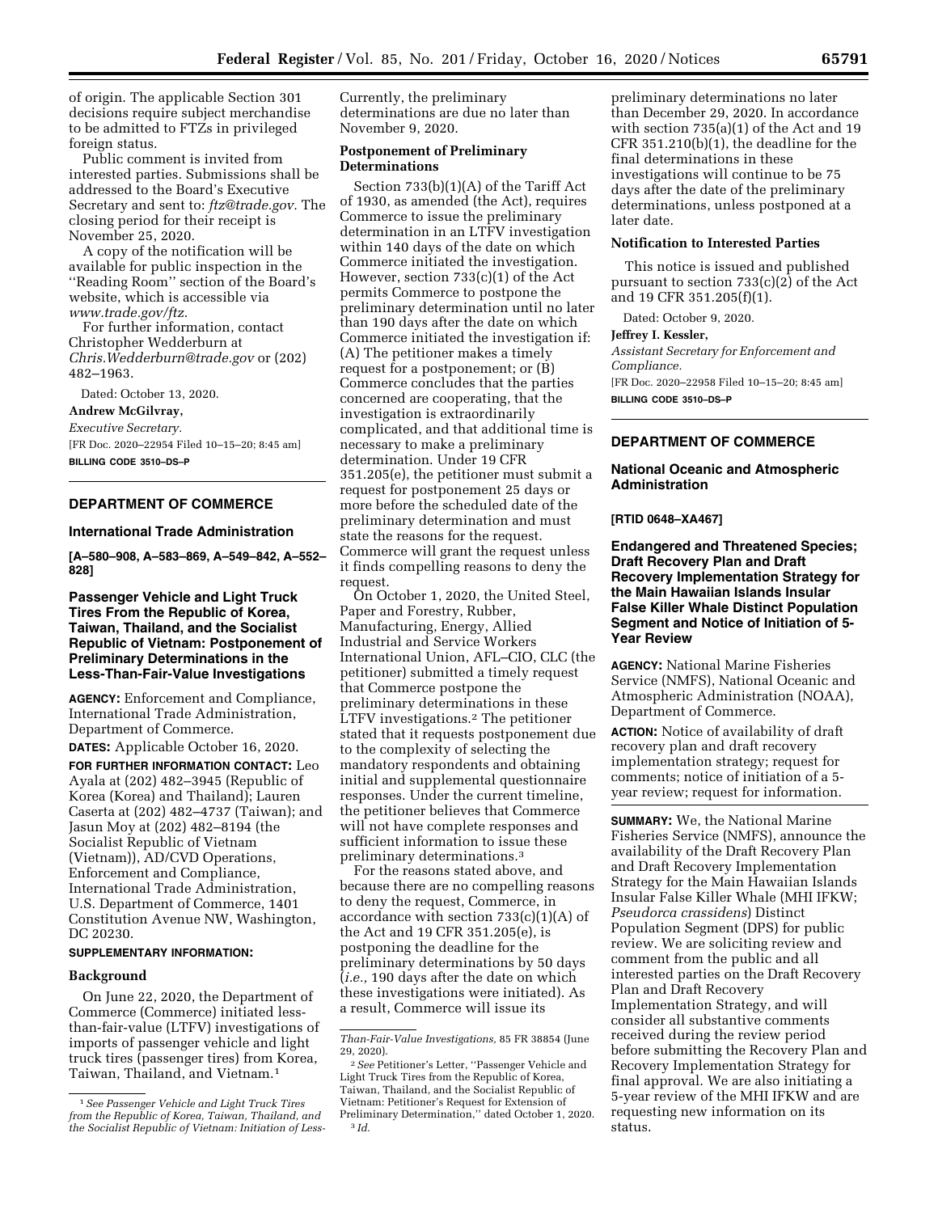of origin. The applicable Section 301 decisions require subject merchandise to be admitted to FTZs in privileged foreign status.

Public comment is invited from interested parties. Submissions shall be addressed to the Board's Executive Secretary and sent to: *ftz@trade.gov.* The closing period for their receipt is November 25, 2020.

A copy of the notification will be available for public inspection in the ''Reading Room'' section of the Board's website, which is accessible via *www.trade.gov/ftz.*

For further information, contact Christopher Wedderburn at *Chris.Wedderburn@trade.gov* or (202) 482–1963.

Dated: October 13, 2020.

**Andrew McGilvray,**

*Executive Secretary.*

[FR Doc. 2020–22954 Filed 10–15–20; 8:45 am]

**BILLING CODE 3510–DS–P**

## DEPARTMENT OF COMMERCE

### International Trade Administration

**[A–580–908, A–583–869, A–549–842, A–552–828]**

### Passenger Vehicle and Light Truck Tires From the Republic of Korea, Taiwan, Thailand, and the Socialist Republic of Vietnam: Postponement of Preliminary Determinations in the Less-Than-Fair-Value Investigations

**AGENCY:** Enforcement and Compliance, International Trade Administration, Department of Commerce.

**DATES:** Applicable October 16, 2020.

**FOR FURTHER INFORMATION CONTACT:** Leo Ayala at (202) 482–3945 (Republic of Korea (Korea) and Thailand); Lauren Caserta at (202) 482–4737 (Taiwan); and Jasun Moy at (202) 482–8194 (the Socialist Republic of Vietnam (Vietnam)), AD/CVD Operations, Enforcement and Compliance, International Trade Administration, U.S. Department of Commerce, 1401 Constitution Avenue NW, Washington, DC 20230.

**SUPPLEMENTARY INFORMATION:**

#### Background

On June 22, 2020, the Department of Commerce (Commerce) initiated less-than-fair-value (LTFV) investigations of imports of passenger vehicle and light truck tires (passenger tires) from Korea, Taiwan, Thailand, and Vietnam.[1] Currently, the preliminary determinations are due no later than November 9, 2020.

#### Postponement of Preliminary Determinations

Section 733(b)(1)(A) of the Tariff Act of 1930, as amended (the Act), requires Commerce to issue the preliminary determination in an LTFV investigation within 140 days of the date on which Commerce initiated the investigation. However, section 733(c)(1) of the Act permits Commerce to postpone the preliminary determination until no later than 190 days after the date on which Commerce initiated the investigation if: (A) The petitioner makes a timely request for a postponement; or (B) Commerce concludes that the parties concerned are cooperating, that the investigation is extraordinarily complicated, and that additional time is necessary to make a preliminary determination. Under 19 CFR 351.205(e), the petitioner must submit a request for postponement 25 days or more before the scheduled date of the preliminary determination and must state the reasons for the request. Commerce will grant the request unless it finds compelling reasons to deny the request.

On October 1, 2020, the United Steel, Paper and Forestry, Rubber, Manufacturing, Energy, Allied Industrial and Service Workers International Union, AFL–CIO, CLC (the petitioner) submitted a timely request that Commerce postpone the preliminary determinations in these LTFV investigations.[2] The petitioner stated that it requests postponement due to the complexity of selecting the mandatory respondents and obtaining initial and supplemental questionnaire responses. Under the current timeline, the petitioner believes that Commerce will not have complete responses and sufficient information to issue these preliminary determinations.[3]

For the reasons stated above, and because there are no compelling reasons to deny the request, Commerce, in accordance with section 733(c)(1)(A) of the Act and 19 CFR 351.205(e), is postponing the deadline for the preliminary determinations by 50 days (*i.e.,* 190 days after the date on which these investigations were initiated). As a result, Commerce will issue its preliminary determinations no later than December 29, 2020. In accordance with section 735(a)(1) of the Act and 19 CFR 351.210(b)(1), the deadline for the final determinations in these investigations will continue to be 75 days after the date of the preliminary determinations, unless postponed at a later date.

#### Notification to Interested Parties

This notice is issued and published pursuant to section 733(c)(2) of the Act and 19 CFR 351.205(f)(1).

Dated: October 9, 2020.

**Jeffrey I. Kessler,**

*Assistant Secretary for Enforcement and Compliance.*

[FR Doc. 2020–22958 Filed 10–15–20; 8:45 am]

**BILLING CODE 3510–DS–P**

[1] *See Passenger Vehicle and Light Truck Tires from the Republic of Korea, Taiwan, Thailand, and the Socialist Republic of Vietnam: Initiation of Less-Than-Fair-Value Investigations,* 85 FR 38854 (June 29, 2020).

[2] *See* Petitioner's Letter, ''Passenger Vehicle and Light Truck Tires from the Republic of Korea, Taiwan, Thailand, and the Socialist Republic of Vietnam: Petitioner's Request for Extension of Preliminary Determination,'' dated October 1, 2020.

[3] *Id.*

## DEPARTMENT OF COMMERCE

### National Oceanic and Atmospheric Administration

**[RTID 0648–XA467]**

### Endangered and Threatened Species; Draft Recovery Plan and Draft Recovery Implementation Strategy for the Main Hawaiian Islands Insular False Killer Whale Distinct Population Segment and Notice of Initiation of 5-Year Review

**AGENCY:** National Marine Fisheries Service (NMFS), National Oceanic and Atmospheric Administration (NOAA), Department of Commerce.

**ACTION:** Notice of availability of draft recovery plan and draft recovery implementation strategy; request for comments; notice of initiation of a 5-year review; request for information.

**SUMMARY:** We, the National Marine Fisheries Service (NMFS), announce the availability of the Draft Recovery Plan and Draft Recovery Implementation Strategy for the Main Hawaiian Islands Insular False Killer Whale (MHI IFKW; *Pseudorca crassidens*) Distinct Population Segment (DPS) for public review. We are soliciting review and comment from the public and all interested parties on the Draft Recovery Plan and Draft Recovery Implementation Strategy, and will consider all substantive comments received during the review period before submitting the Recovery Plan and Recovery Implementation Strategy for final approval. We are also initiating a 5-year review of the MHI IFKW and are requesting new information on its status.